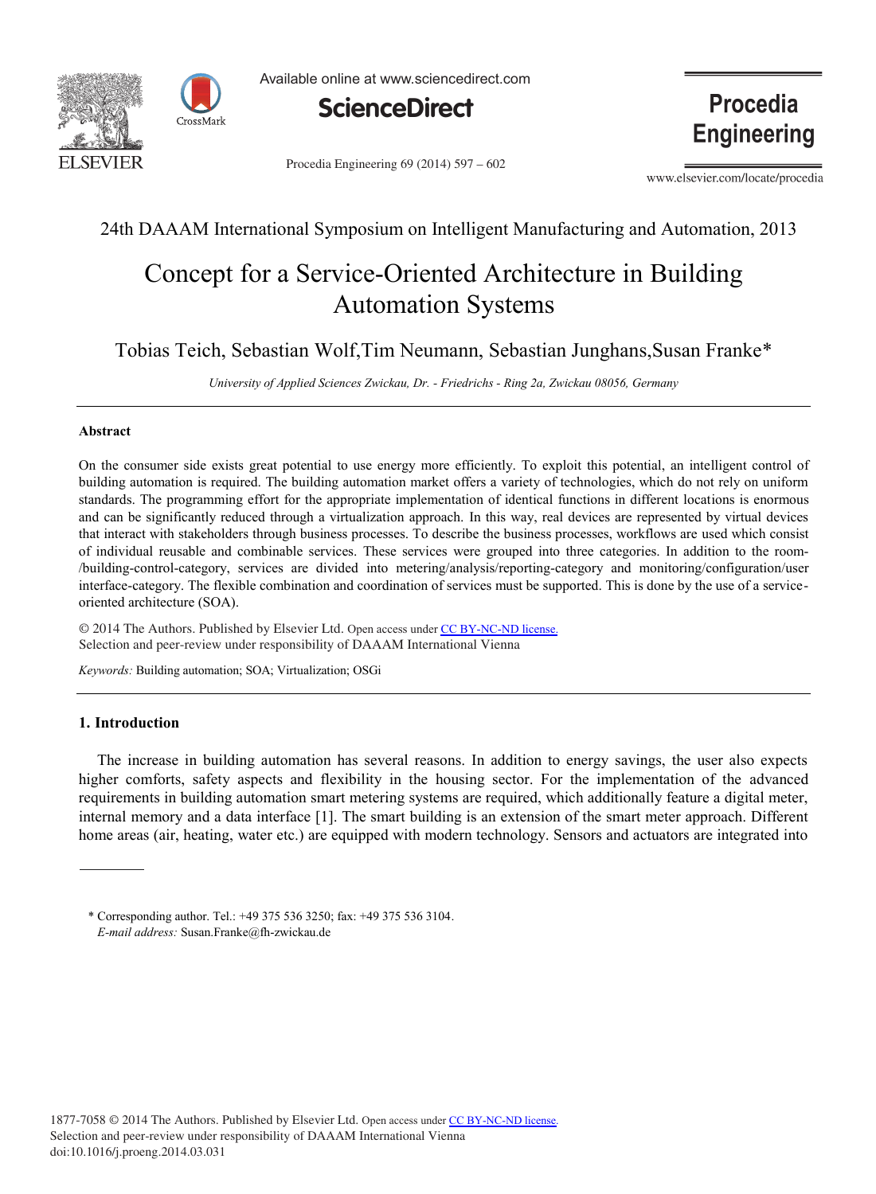24th DAAAM International Symposium on Intelligent Manufacturing and Automation, 2013

# Concept for a Service-Oriented Architecture in Building Automation Systems

Tobias Teich, Sebastian Wolf,Tim Neumann, Sebastian Junghans,Susan Franke*

*University of Applied Sciences Zwickau, Dr. - Friedrichs - Ring 2a, Zwickau 08056, Germany*

## Abstract

On the consumer side exists great potential to use energy more efficiently. To exploit this potential, an intelligent control of building automation is required. The building automation market offers a variety of technologies, which do not rely on uniform standards. The programming effort for the appropriate implementation of identical functions in different locations is enormous and can be significantly reduced through a virtualization approach. In this way, real devices are represented by virtual devices that interact with stakeholders through business processes. To describe the business processes, workflows are used which consist of individual reusable and combinable services. These services were grouped into three categories. In addition to the room-/building-control-category, services are divided into metering/analysis/reporting-category and monitoring/configuration/user interface-category. The flexible combination and coordination of services must be supported. This is done by the use of a service-oriented architecture (SOA).

© 2014 The Authors. Published by Elsevier Ltd. Open access under CC BY-NC-ND license.
Selection and peer-review under responsibility of DAAAM International Vienna

*Keywords:* Building automation; SOA; Virtualization; OSGi

## 1. Introduction

The increase in building automation has several reasons. In addition to energy savings, the user also expects higher comforts, safety aspects and flexibility in the housing sector. For the implementation of the advanced requirements in building automation smart metering systems are required, which additionally feature a digital meter, internal memory and a data interface [1]. The smart building is an extension of the smart meter approach. Different home areas (air, heating, water etc.) are equipped with modern technology. Sensors and actuators are integrated into

* Corresponding author. Tel.: +49 375 536 3250; fax: +49 375 536 3104.
*E-mail address:* Susan.Franke@fh-zwickau.de

1877-7058 © 2014 The Authors. Published by Elsevier Ltd. Open access under CC BY-NC-ND license.
Selection and peer-review under responsibility of DAAAM International Vienna
doi:10.1016/j.proeng.2014.03.031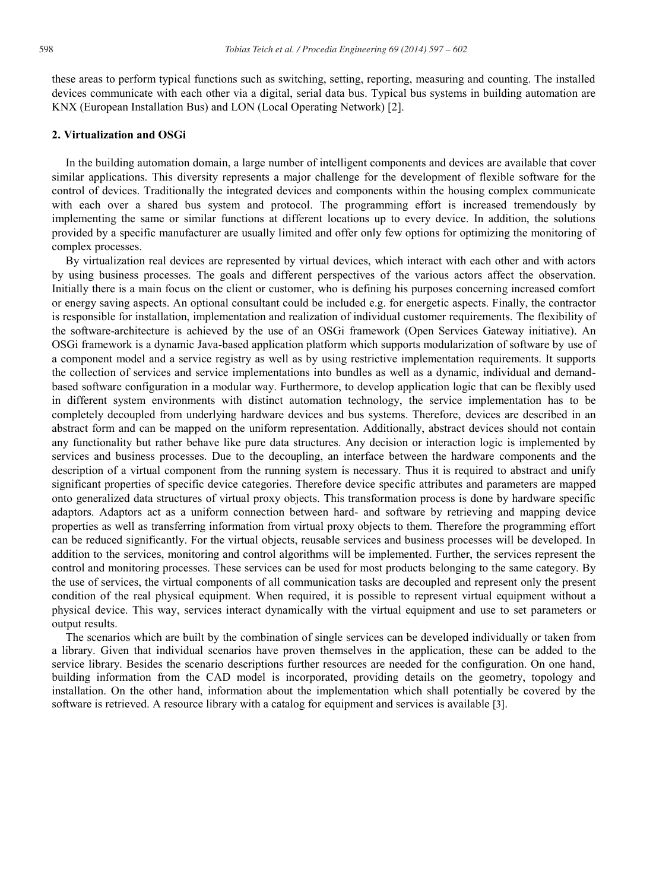these areas to perform typical functions such as switching, setting, reporting, measuring and counting. The installed devices communicate with each other via a digital, serial data bus. Typical bus systems in building automation are KNX (European Installation Bus) and LON (Local Operating Network) [2].

## 2. Virtualization and OSGi

In the building automation domain, a large number of intelligent components and devices are available that cover similar applications. This diversity represents a major challenge for the development of flexible software for the control of devices. Traditionally the integrated devices and components within the housing complex communicate with each over a shared bus system and protocol. The programming effort is increased tremendously by implementing the same or similar functions at different locations up to every device. In addition, the solutions provided by a specific manufacturer are usually limited and offer only few options for optimizing the monitoring of complex processes.

By virtualization real devices are represented by virtual devices, which interact with each other and with actors by using business processes. The goals and different perspectives of the various actors affect the observation. Initially there is a main focus on the client or customer, who is defining his purposes concerning increased comfort or energy saving aspects. An optional consultant could be included e.g. for energetic aspects. Finally, the contractor is responsible for installation, implementation and realization of individual customer requirements. The flexibility of the software-architecture is achieved by the use of an OSGi framework (Open Services Gateway initiative). An OSGi framework is a dynamic Java-based application platform which supports modularization of software by use of a component model and a service registry as well as by using restrictive implementation requirements. It supports the collection of services and service implementations into bundles as well as a dynamic, individual and demand-based software configuration in a modular way. Furthermore, to develop application logic that can be flexibly used in different system environments with distinct automation technology, the service implementation has to be completely decoupled from underlying hardware devices and bus systems. Therefore, devices are described in an abstract form and can be mapped on the uniform representation. Additionally, abstract devices should not contain any functionality but rather behave like pure data structures. Any decision or interaction logic is implemented by services and business processes. Due to the decoupling, an interface between the hardware components and the description of a virtual component from the running system is necessary. Thus it is required to abstract and unify significant properties of specific device categories. Therefore device specific attributes and parameters are mapped onto generalized data structures of virtual proxy objects. This transformation process is done by hardware specific adaptors. Adaptors act as a uniform connection between hard- and software by retrieving and mapping device properties as well as transferring information from virtual proxy objects to them. Therefore the programming effort can be reduced significantly. For the virtual objects, reusable services and business processes will be developed. In addition to the services, monitoring and control algorithms will be implemented. Further, the services represent the control and monitoring processes. These services can be used for most products belonging to the same category. By the use of services, the virtual components of all communication tasks are decoupled and represent only the present condition of the real physical equipment. When required, it is possible to represent virtual equipment without a physical device. This way, services interact dynamically with the virtual equipment and use to set parameters or output results.

The scenarios which are built by the combination of single services can be developed individually or taken from a library. Given that individual scenarios have proven themselves in the application, these can be added to the service library. Besides the scenario descriptions further resources are needed for the configuration. On one hand, building information from the CAD model is incorporated, providing details on the geometry, topology and installation. On the other hand, information about the implementation which shall potentially be covered by the software is retrieved. A resource library with a catalog for equipment and services is available [3].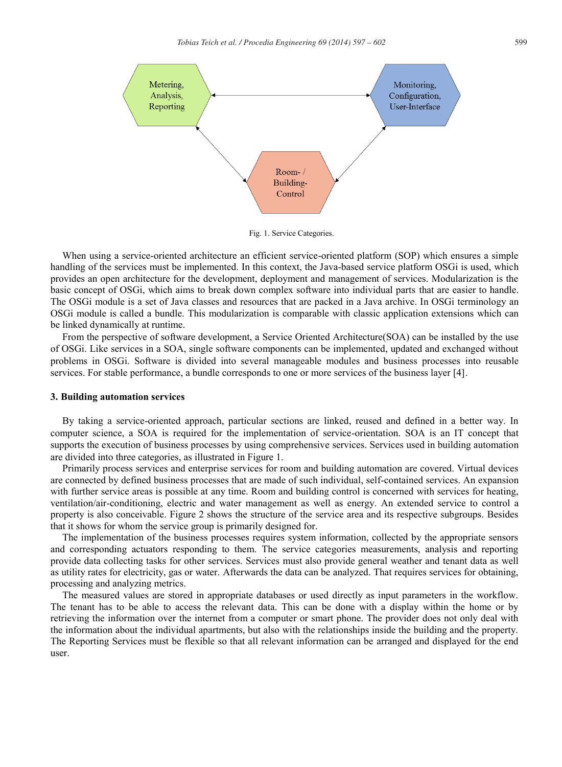Metering, Analysis, Reporting

Monitoring, Configuration, User-Interface

Room- / Building-Control

Fig. 1. Service Categories.

When using a service-oriented architecture an efficient service-oriented platform (SOP) which ensures a simple handling of the services must be implemented. In this context, the Java-based service platform OSGi is used, which provides an open architecture for the development, deployment and management of services. Modularization is the basic concept of OSGi, which aims to break down complex software into individual parts that are easier to handle. The OSGi module is a set of Java classes and resources that are packed in a Java archive. In OSGi terminology an OSGi module is called a bundle. This modularization is comparable with classic application extensions which can be linked dynamically at runtime.

From the perspective of software development, a Service Oriented Architecture(SOA) can be installed by the use of OSGi. Like services in a SOA, single software components can be implemented, updated and exchanged without problems in OSGi. Software is divided into several manageable modules and business processes into reusable services. For stable performance, a bundle corresponds to one or more services of the business layer [4].

## 3. Building automation services

By taking a service-oriented approach, particular sections are linked, reused and defined in a better way. In computer science, a SOA is required for the implementation of service-orientation. SOA is an IT concept that supports the execution of business processes by using comprehensive services. Services used in building automation are divided into three categories, as illustrated in Figure 1.

Primarily process services and enterprise services for room and building automation are covered. Virtual devices are connected by defined business processes that are made of such individual, self-contained services. An expansion with further service areas is possible at any time. Room and building control is concerned with services for heating, ventilation/air-conditioning, electric and water management as well as energy. An extended service to control a property is also conceivable. Figure 2 shows the structure of the service area and its respective subgroups. Besides that it shows for whom the service group is primarily designed for.

The implementation of the business processes requires system information, collected by the appropriate sensors and corresponding actuators responding to them. The service categories measurements, analysis and reporting provide data collecting tasks for other services. Services must also provide general weather and tenant data as well as utility rates for electricity, gas or water. Afterwards the data can be analyzed. That requires services for obtaining, processing and analyzing metrics.

The measured values are stored in appropriate databases or used directly as input parameters in the workflow. The tenant has to be able to access the relevant data. This can be done with a display within the home or by retrieving the information over the internet from a computer or smart phone. The provider does not only deal with the information about the individual apartments, but also with the relationships inside the building and the property. The Reporting Services must be flexible so that all relevant information can be arranged and displayed for the end user.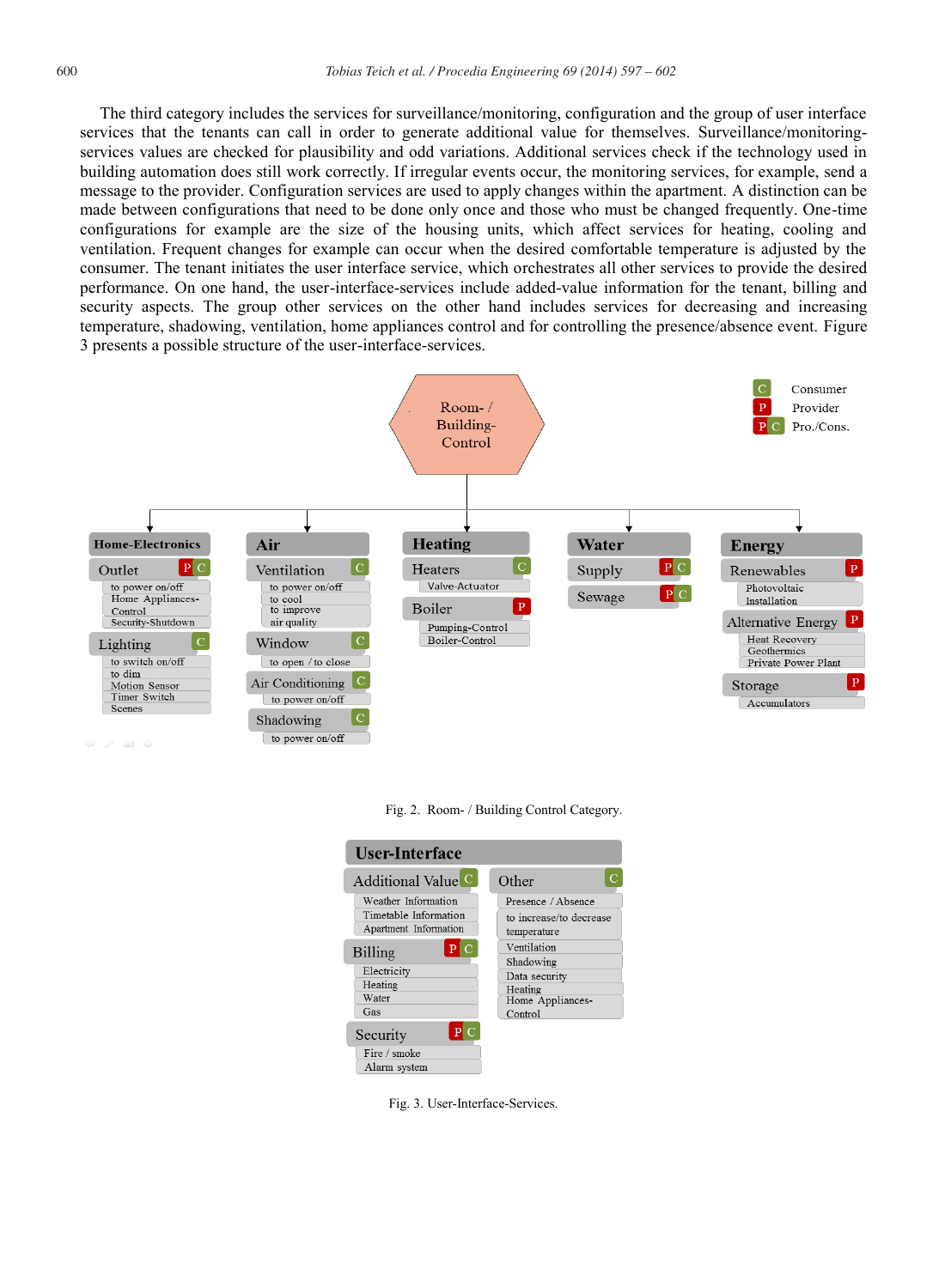The third category includes the services for surveillance/monitoring, configuration and the group of user interface services that the tenants can call in order to generate additional value for themselves. Surveillance/monitoring-services values are checked for plausibility and odd variations. Additional services check if the technology used in building automation does still work correctly. If irregular events occur, the monitoring services, for example, send a message to the provider. Configuration services are used to apply changes within the apartment. A distinction can be made between configurations that need to be done only once and those who must be changed frequently. One-time configurations for example are the size of the housing units, which affect services for heating, cooling and ventilation. Frequent changes for example can occur when the desired comfortable temperature is adjusted by the consumer. The tenant initiates the user interface service, which orchestrates all other services to provide the desired performance. On one hand, the user-interface-services include added-value information for the tenant, billing and security aspects. The group other services on the other hand includes services for decreasing and increasing temperature, shadowing, ventilation, home appliances control and for controlling the presence/absence event. Figure 3 presents a possible structure of the user-interface-services.

Fig. 2. Room- / Building Control Category.

Fig. 3. User-Interface-Services.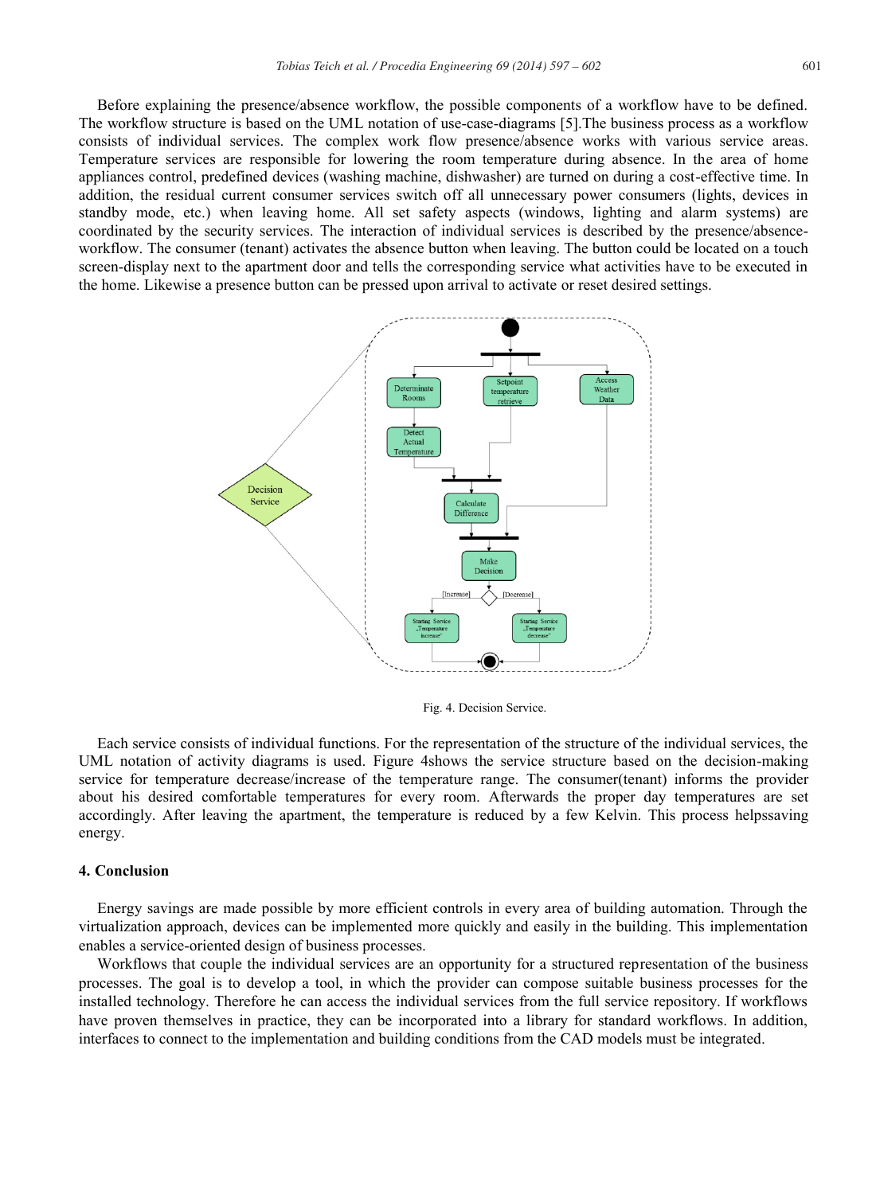Before explaining the presence/absence workflow, the possible components of a workflow have to be defined. The workflow structure is based on the UML notation of use-case-diagrams [5].The business process as a workflow consists of individual services. The complex work flow presence/absence works with various service areas. Temperature services are responsible for lowering the room temperature during absence. In the area of home appliances control, predefined devices (washing machine, dishwasher) are turned on during a cost-effective time. In addition, the residual current consumer services switch off all unnecessary power consumers (lights, devices in standby mode, etc.) when leaving home. All set safety aspects (windows, lighting and alarm systems) are coordinated by the security services. The interaction of individual services is described by the presence/absence-workflow. The consumer (tenant) activates the absence button when leaving. The button could be located on a touch screen-display next to the apartment door and tells the corresponding service what activities have to be executed in the home. Likewise a presence button can be pressed upon arrival to activate or reset desired settings.

Decision Service

Determinate Rooms

Setpoint temperature retrieve

Access Weather Data

Detect Actual Temperature

Calculate Difference

Make Decision

[Increase]

[Decrease]

Starting Service „Temperature increase"

Starting Service „Temperature decrease"

Fig. 4. Decision Service.

Each service consists of individual functions. For the representation of the structure of the individual services, the UML notation of activity diagrams is used. Figure 4shows the service structure based on the decision-making service for temperature decrease/increase of the temperature range. The consumer(tenant) informs the provider about his desired comfortable temperatures for every room. Afterwards the proper day temperatures are set accordingly. After leaving the apartment, the temperature is reduced by a few Kelvin. This process helpssaving energy.

## 4. Conclusion

Energy savings are made possible by more efficient controls in every area of building automation. Through the virtualization approach, devices can be implemented more quickly and easily in the building. This implementation enables a service-oriented design of business processes.

Workflows that couple the individual services are an opportunity for a structured representation of the business processes. The goal is to develop a tool, in which the provider can compose suitable business processes for the installed technology. Therefore he can access the individual services from the full service repository. If workflows have proven themselves in practice, they can be incorporated into a library for standard workflows. In addition, interfaces to connect to the implementation and building conditions from the CAD models must be integrated.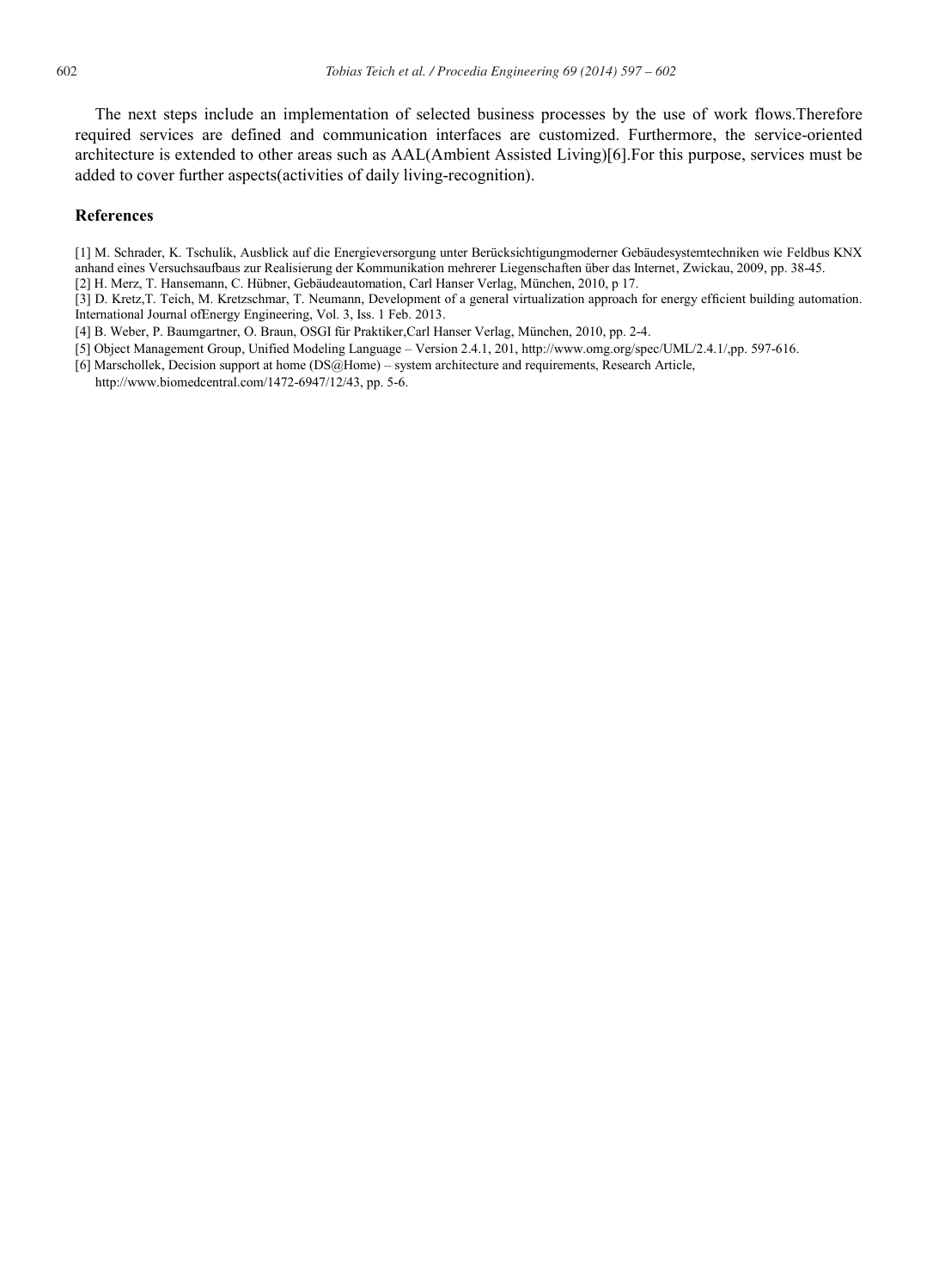The next steps include an implementation of selected business processes by the use of work flows.Therefore required services are defined and communication interfaces are customized. Furthermore, the service-oriented architecture is extended to other areas such as AAL(Ambient Assisted Living)[6].For this purpose, services must be added to cover further aspects(activities of daily living-recognition).

## References

[1] M. Schrader, K. Tschulik, Ausblick auf die Energieversorgung unter Berücksichtigungmoderner Gebäudesystemtechniken wie Feldbus KNX anhand eines Versuchsaufbaus zur Realisierung der Kommunikation mehrerer Liegenschaften über das Internet, Zwickau, 2009, pp. 38-45.

[2] H. Merz, T. Hansemann, C. Hübner, Gebäudeautomation, Carl Hanser Verlag, München, 2010, p 17.

[3] D. Kretz,T. Teich, M. Kretzschmar, T. Neumann, Development of a general virtualization approach for energy efficient building automation. International Journal ofEnergy Engineering, Vol. 3, Iss. 1 Feb. 2013.

[4] B. Weber, P. Baumgartner, O. Braun, OSGI für Praktiker,Carl Hanser Verlag, München, 2010, pp. 2-4.

[5] Object Management Group, Unified Modeling Language – Version 2.4.1, 201, http://www.omg.org/spec/UML/2.4.1/,pp. 597-616.

[6] Marschollek, Decision support at home (DS@Home) – system architecture and requirements, Research Article, http://www.biomedcentral.com/1472-6947/12/43, pp. 5-6.